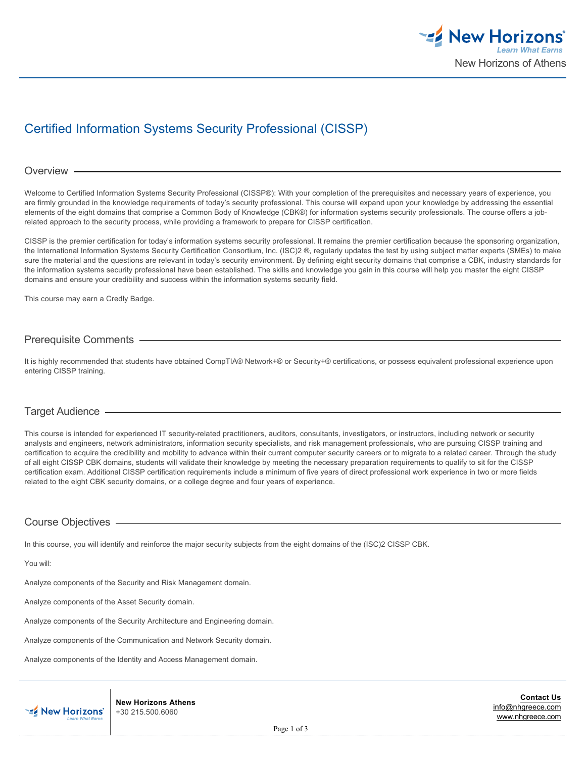# Certified Information Systems Security Professional (CISSP)

## Overview

Welcome to Certified Information Systems Security Professional (CISSP®): With your completion of the prerequisites and necessary years of experience, you are firmly grounded in the knowledge requirements of today's security professional. This course will expand upon your knowledge by addressing the essential elements of the eight domains that comprise a Common Body of Knowledge (CBK®) for information systems security professionals. The course offers a job-related approach to the security process, while providing a framework to prepare for CISSP certification.

CISSP is the premier certification for today's information systems security professional. It remains the premier certification because the sponsoring organization, the International Information Systems Security Certification Consortium, Inc. (ISC)2 ®, regularly updates the test by using subject matter experts (SMEs) to make sure the material and the questions are relevant in today's security environment. By defining eight security domains that comprise a CBK, industry standards for the information systems security professional have been established. The skills and knowledge you gain in this course will help you master the eight CISSP domains and ensure your credibility and success within the information systems security field.

This course may earn a Credly Badge.

## Prerequisite Comments

It is highly recommended that students have obtained CompTIA® Network+® or Security+® certifications, or possess equivalent professional experience upon entering CISSP training.

## Target Audience

This course is intended for experienced IT security-related practitioners, auditors, consultants, investigators, or instructors, including network or security analysts and engineers, network administrators, information security specialists, and risk management professionals, who are pursuing CISSP training and certification to acquire the credibility and mobility to advance within their current computer security careers or to migrate to a related career. Through the study of all eight CISSP CBK domains, students will validate their knowledge by meeting the necessary preparation requirements to qualify to sit for the CISSP certification exam. Additional CISSP certification requirements include a minimum of five years of direct professional work experience in two or more fields related to the eight CBK security domains, or a college degree and four years of experience.

## Course Objectives

In this course, you will identify and reinforce the major security subjects from the eight domains of the (ISC)2 CISSP CBK.

You will:

Analyze components of the Security and Risk Management domain.

Analyze components of the Asset Security domain.

Analyze components of the Security Architecture and Engineering domain.

Analyze components of the Communication and Network Security domain.

Analyze components of the Identity and Access Management domain.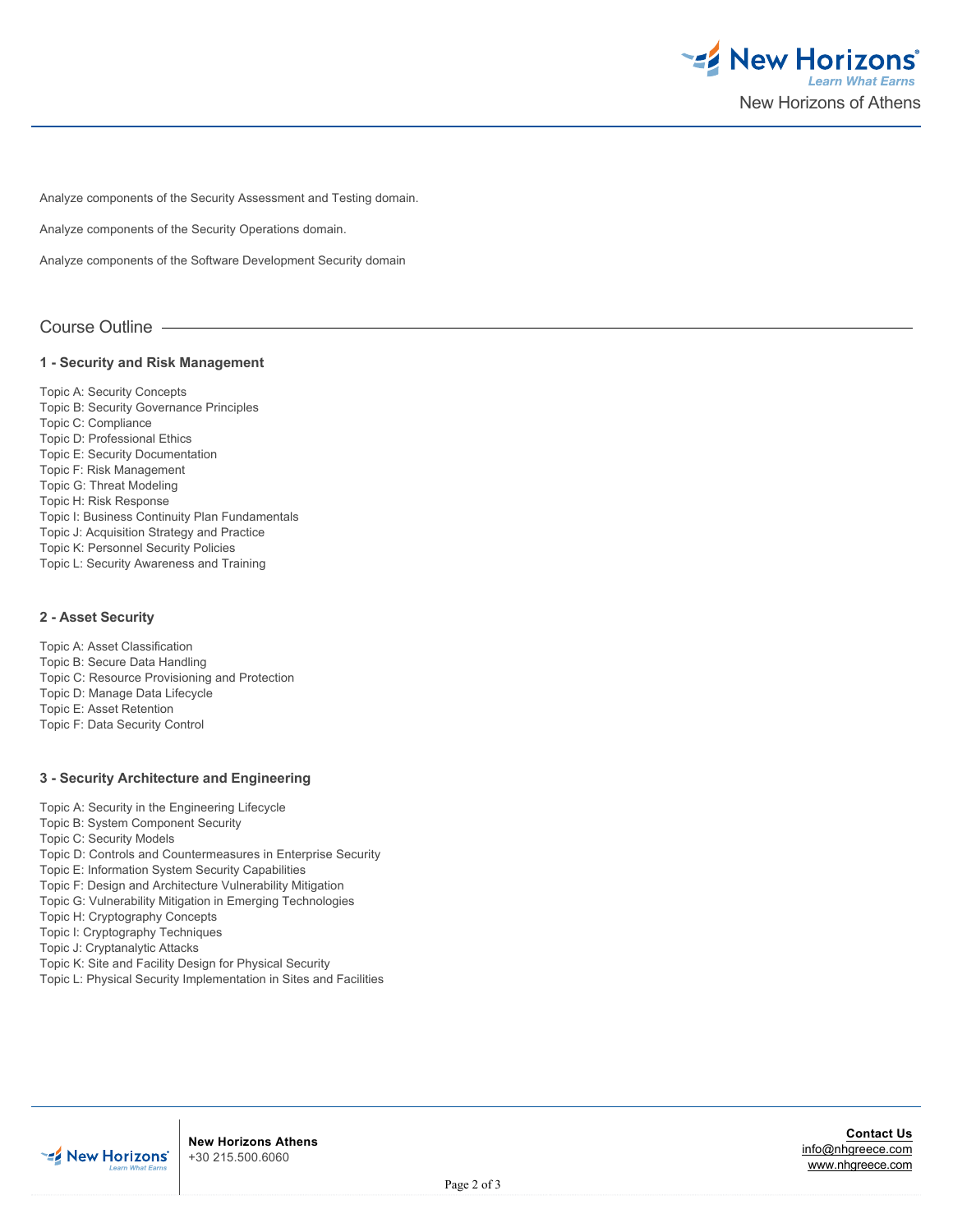Analyze components of the Security Assessment and Testing domain.

Analyze components of the Security Operations domain.

Analyze components of the Software Development Security domain

## Course Outline

### 1 - Security and Risk Management

Topic A: Security Concepts
Topic B: Security Governance Principles
Topic C: Compliance
Topic D: Professional Ethics
Topic E: Security Documentation
Topic F: Risk Management
Topic G: Threat Modeling
Topic H: Risk Response
Topic I: Business Continuity Plan Fundamentals
Topic J: Acquisition Strategy and Practice
Topic K: Personnel Security Policies
Topic L: Security Awareness and Training

### 2 - Asset Security

Topic A: Asset Classification
Topic B: Secure Data Handling
Topic C: Resource Provisioning and Protection
Topic D: Manage Data Lifecycle
Topic E: Asset Retention
Topic F: Data Security Control

### 3 - Security Architecture and Engineering

Topic A: Security in the Engineering Lifecycle
Topic B: System Component Security
Topic C: Security Models
Topic D: Controls and Countermeasures in Enterprise Security
Topic E: Information System Security Capabilities
Topic F: Design and Architecture Vulnerability Mitigation
Topic G: Vulnerability Mitigation in Emerging Technologies
Topic H: Cryptography Concepts
Topic I: Cryptography Techniques
Topic J: Cryptanalytic Attacks
Topic K: Site and Facility Design for Physical Security
Topic L: Physical Security Implementation in Sites and Facilities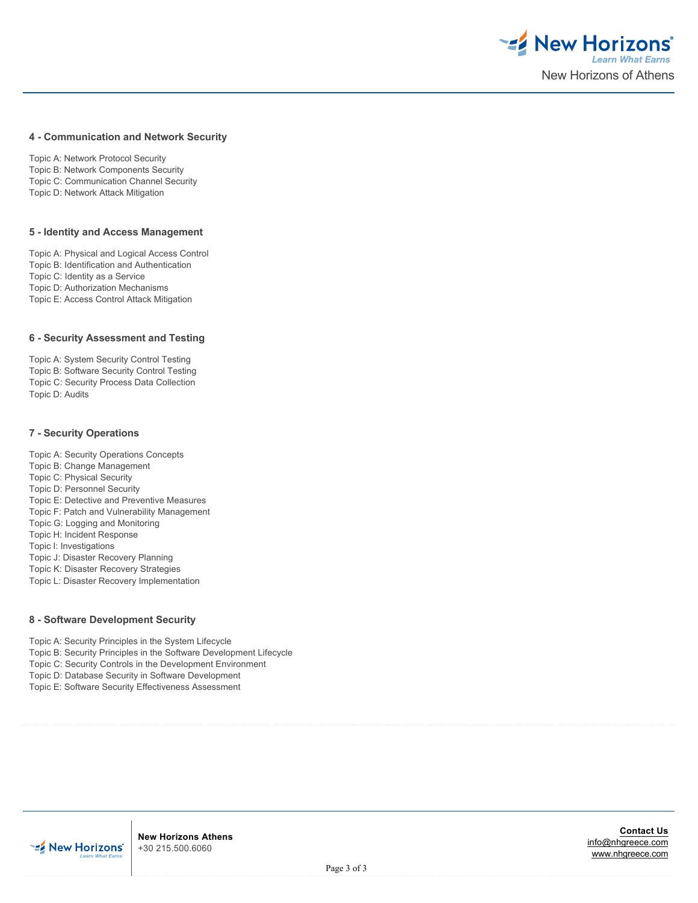## 4 - Communication and Network Security

Topic A: Network Protocol Security
Topic B: Network Components Security
Topic C: Communication Channel Security
Topic D: Network Attack Mitigation

## 5 - Identity and Access Management

Topic A: Physical and Logical Access Control
Topic B: Identification and Authentication
Topic C: Identity as a Service
Topic D: Authorization Mechanisms
Topic E: Access Control Attack Mitigation

## 6 - Security Assessment and Testing

Topic A: System Security Control Testing
Topic B: Software Security Control Testing
Topic C: Security Process Data Collection
Topic D: Audits

## 7 - Security Operations

Topic A: Security Operations Concepts
Topic B: Change Management
Topic C: Physical Security
Topic D: Personnel Security
Topic E: Detective and Preventive Measures
Topic F: Patch and Vulnerability Management
Topic G: Logging and Monitoring
Topic H: Incident Response
Topic I: Investigations
Topic J: Disaster Recovery Planning
Topic K: Disaster Recovery Strategies
Topic L: Disaster Recovery Implementation

## 8 - Software Development Security

Topic A: Security Principles in the System Lifecycle
Topic B: Security Principles in the Software Development Lifecycle
Topic C: Security Controls in the Development Environment
Topic D: Database Security in Software Development
Topic E: Software Security Effectiveness Assessment